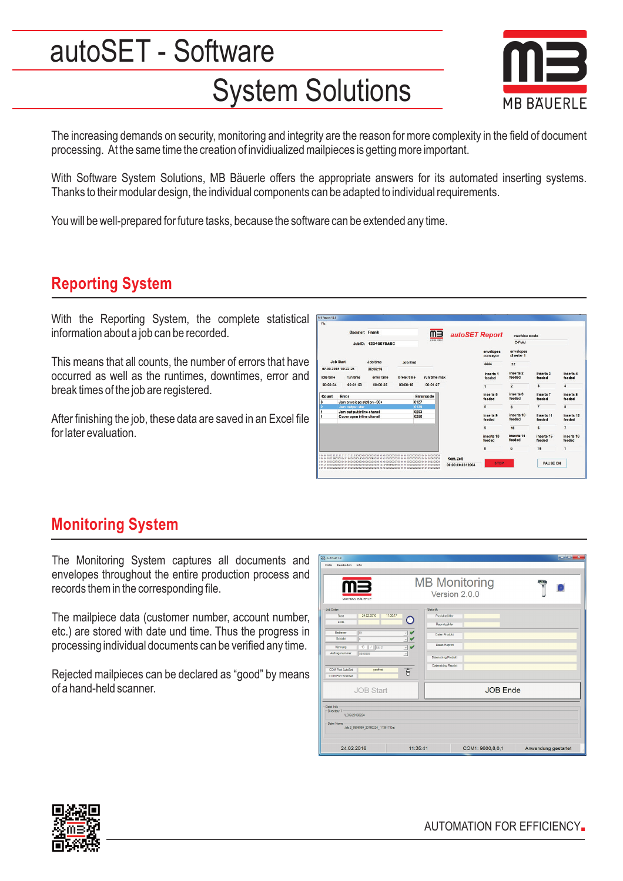# autoSET - Software

# System Solutions

The increasing demands on security, monitoring and integrity are the reason for more complexity in the field of document processing. At the same time the creation of invidiualized mailpieces is getting more important.

With Software System Solutions, MB Bäuerle offers the appropriate answers for its automated inserting systems. Thanks to their modular design, the individual components can be adapted to individual requirements.

You will be well-prepared for future tasks, because the software can be extended any time.

## Reporting System

With the Reporting System, the complete statistical information about a job can be recorded.

This means that all counts, the number of errors that have occurred as well as the runtimes, downtimes, error and break times of the job are registered.

After finishing the job, these data are saved in an Excel file for later evaluation.

## Monitoring System

The Monitoring System captures all documents and envelopes throughout the entire production process and records them in the corresponding file.

The mailpiece data (customer number, account number, etc.) are stored with date und time. Thus the progress in processing individual documents can be verified any time.

Rejected mailpieces can be declared as “good” by means of a hand-held scanner.

AUTOMATION FOR EFFICIENCY.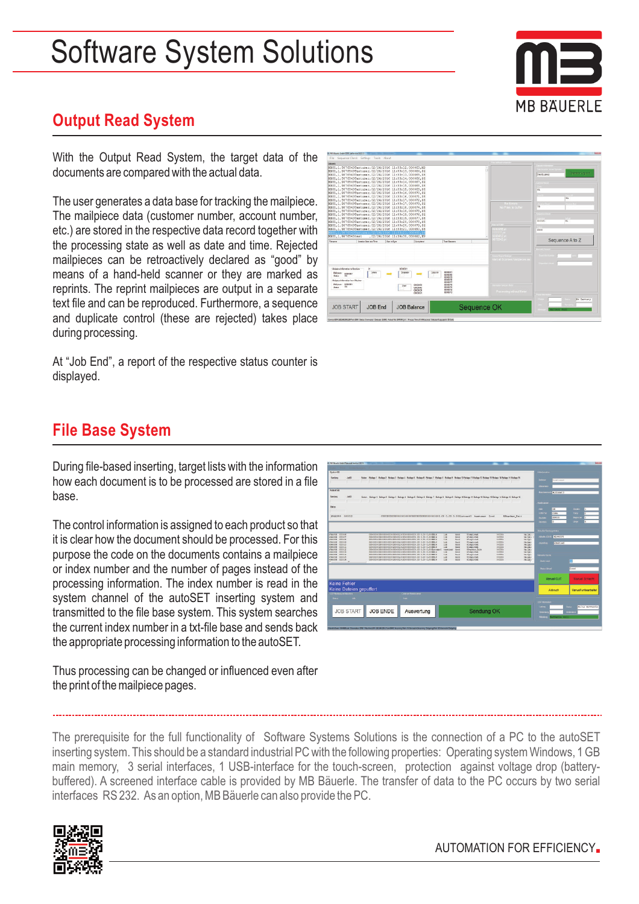# Software System Solutions

## Output Read System

With the Output Read System, the target data of the documents are compared with the actual data.

The user generates a data base for tracking the mailpiece. The mailpiece data (customer number, account number, etc.) are stored in the respective data record together with the processing state as well as date and time. Rejected mailpieces can be retroactively declared as "good" by means of a hand-held scanner or they are marked as reprints. The reprint mailpieces are output in a separate text file and can be reproduced. Furthermore, a sequence and duplicate control (these are rejected) takes place during processing.

At "Job End", a report of the respective status counter is displayed.

## File Base System

During file-based inserting, target lists with the information how each document is to be processed are stored in a file base.

The control information is assigned to each product so that it is clear how the document should be processed. For this purpose the code on the documents contains a mailpiece or index number and the number of pages instead of the processing information. The index number is read in the system channel of the autoSET inserting system and transmitted to the file base system. This system searches the current index number in a txt-file base and sends back the appropriate processing information to the autoSET.

Thus processing can be changed or influenced even after the print of the mailpiece pages.

---

The prerequisite for the full functionality of Software Systems Solutions is the connection of a PC to the autoSET inserting system. This should be a standard industrial PC with the following properties: Operating system Windows, 1 GB main memory, 3 serial interfaces, 1 USB-interface for the touch-screen, protection against voltage drop (battery-buffered). A screened interface cable is provided by MB Bäuerle. The transfer of data to the PC occurs by two serial interfaces RS 232. As an option, MB Bäuerle can also provide the PC.

AUTOMATION FOR EFFICIENCY.